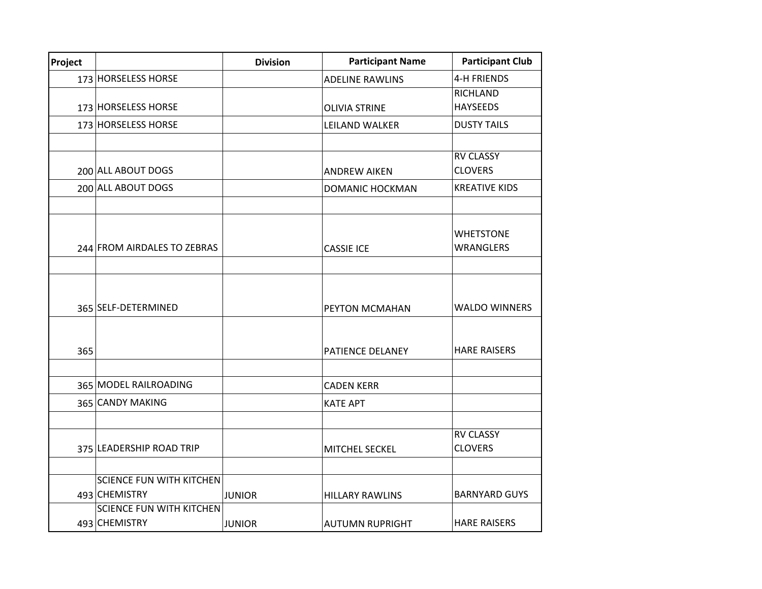| Project | | Division | Participant Name | Participant Club |
|---|---|---|---|---|
| 173 | HORSELESS HORSE | | ADELINE RAWLINS | 4-H FRIENDS |
| 173 | HORSELESS HORSE | | OLIVIA STRINE | RICHLAND HAYSEEDS |
| 173 | HORSELESS HORSE | | LEILAND WALKER | DUSTY TAILS |
| | | | | |
| 200 | ALL ABOUT DOGS | | ANDREW AIKEN | RV CLASSY CLOVERS |
| 200 | ALL ABOUT DOGS | | DOMANIC HOCKMAN | KREATIVE KIDS |
| | | | | |
| 244 | FROM AIRDALES TO ZEBRAS | | CASSIE ICE | WHETSTONE WRANGLERS |
| | | | | |
| 365 | SELF-DETERMINED | | PEYTON MCMAHAN | WALDO WINNERS |
| 365 | | | PATIENCE DELANEY | HARE RAISERS |
| | | | | |
| 365 | MODEL RAILROADING | | CADEN KERR | |
| 365 | CANDY MAKING | | KATE APT | |
| | | | | |
| 375 | LEADERSHIP ROAD TRIP | | MITCHEL SECKEL | RV CLASSY CLOVERS |
| | | | | |
| 493 | SCIENCE FUN WITH KITCHEN CHEMISTRY | JUNIOR | HILLARY RAWLINS | BARNYARD GUYS |
| 493 | SCIENCE FUN WITH KITCHEN CHEMISTRY | JUNIOR | AUTUMN RUPRIGHT | HARE RAISERS |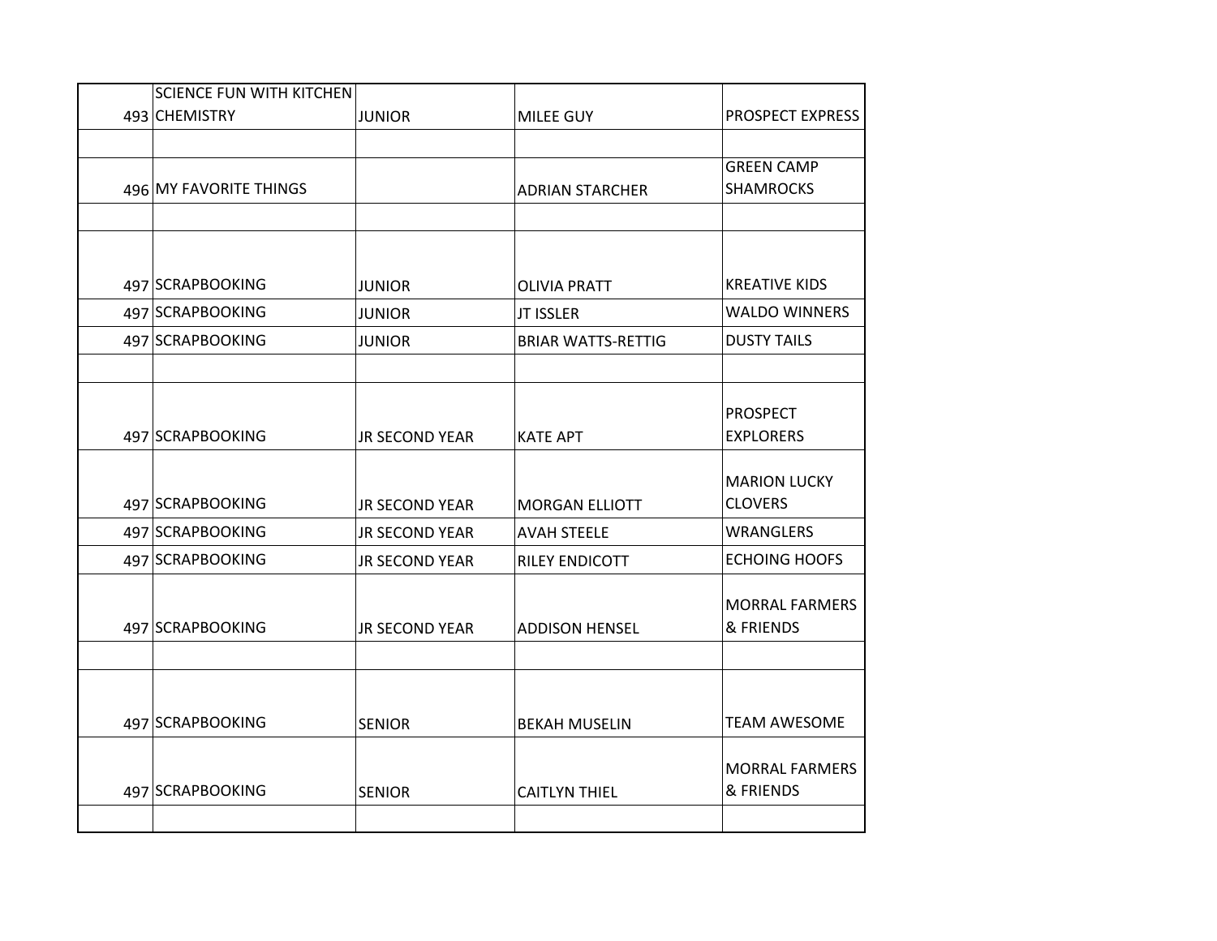| | | | | |
|---|---|---|---|---|
| 493 | SCIENCE FUN WITH KITCHEN CHEMISTRY | JUNIOR | MILEE GUY | PROSPECT EXPRESS |
| | | | | |
| 496 | MY FAVORITE THINGS | | ADRIAN STARCHER | GREEN CAMP SHAMROCKS |
| | | | | |
| 497 | SCRAPBOOKING | JUNIOR | OLIVIA PRATT | KREATIVE KIDS |
| 497 | SCRAPBOOKING | JUNIOR | JT ISSLER | WALDO WINNERS |
| 497 | SCRAPBOOKING | JUNIOR | BRIAR WATTS-RETTIG | DUSTY TAILS |
| | | | | |
| 497 | SCRAPBOOKING | JR SECOND YEAR | KATE APT | PROSPECT EXPLORERS |
| 497 | SCRAPBOOKING | JR SECOND YEAR | MORGAN ELLIOTT | MARION LUCKY CLOVERS |
| 497 | SCRAPBOOKING | JR SECOND YEAR | AVAH STEELE | WRANGLERS |
| 497 | SCRAPBOOKING | JR SECOND YEAR | RILEY ENDICOTT | ECHOING HOOFS |
| 497 | SCRAPBOOKING | JR SECOND YEAR | ADDISON HENSEL | MORRAL FARMERS & FRIENDS |
| | | | | |
| 497 | SCRAPBOOKING | SENIOR | BEKAH MUSELIN | TEAM AWESOME |
| 497 | SCRAPBOOKING | SENIOR | CAITLYN THIEL | MORRAL FARMERS & FRIENDS |
| | | | | |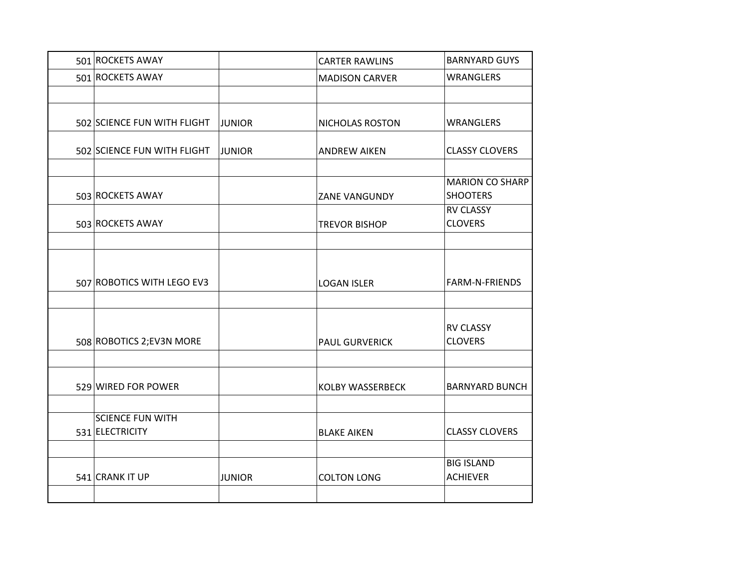| | | | | |
|---|---|---|---|---|
| 501 | ROCKETS AWAY | | CARTER RAWLINS | BARNYARD GUYS |
| 501 | ROCKETS AWAY | | MADISON CARVER | WRANGLERS |
| | | | | |
| 502 | SCIENCE FUN WITH FLIGHT | JUNIOR | NICHOLAS ROSTON | WRANGLERS |
| 502 | SCIENCE FUN WITH FLIGHT | JUNIOR | ANDREW AIKEN | CLASSY CLOVERS |
| | | | | |
| 503 | ROCKETS AWAY | | ZANE VANGUNDY | MARION CO SHARP SHOOTERS |
| 503 | ROCKETS AWAY | | TREVOR BISHOP | RV CLASSY CLOVERS |
| | | | | |
| 507 | ROBOTICS WITH LEGO EV3 | | LOGAN ISLER | FARM-N-FRIENDS |
| | | | | |
| 508 | ROBOTICS 2;EV3N MORE | | PAUL GURVERICK | RV CLASSY CLOVERS |
| | | | | |
| 529 | WIRED FOR POWER | | KOLBY WASSERBECK | BARNYARD BUNCH |
| | | | | |
| 531 | SCIENCE FUN WITH ELECTRICITY | | BLAKE AIKEN | CLASSY CLOVERS |
| | | | | |
| 541 | CRANK IT UP | JUNIOR | COLTON LONG | BIG ISLAND ACHIEVER |
| | | | | |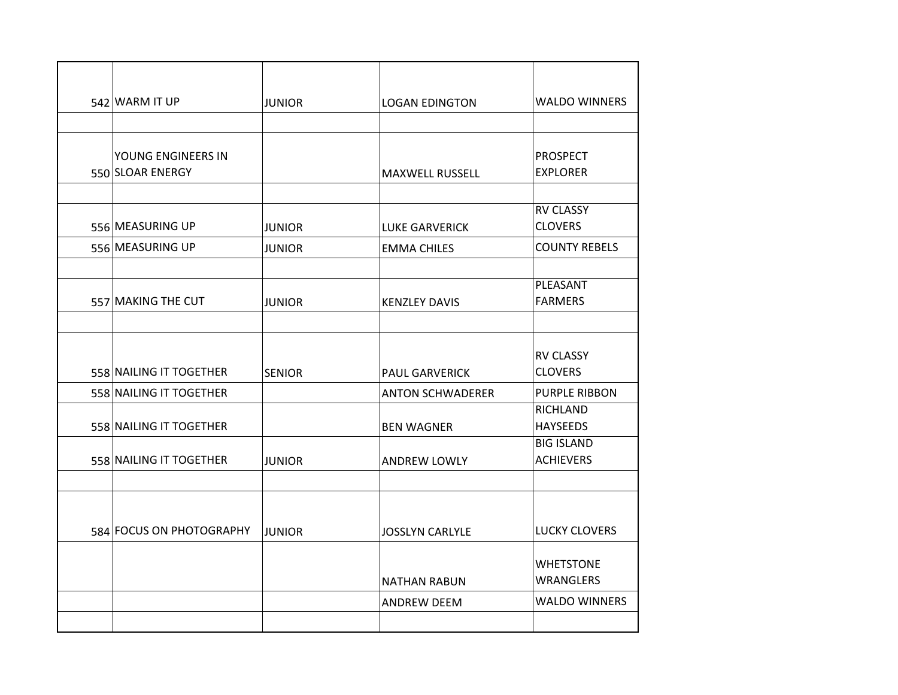| | | | | |
|---|---|---|---|---|
| 542 | WARM IT UP | JUNIOR | LOGAN EDINGTON | WALDO WINNERS |
| | | | | |
| 550 | YOUNG ENGINEERS IN SLOAR ENERGY | | MAXWELL RUSSELL | PROSPECT EXPLORER |
| | | | | |
| 556 | MEASURING UP | JUNIOR | LUKE GARVERICK | RV CLASSY CLOVERS |
| 556 | MEASURING UP | JUNIOR | EMMA CHILES | COUNTY REBELS |
| | | | | |
| 557 | MAKING THE CUT | JUNIOR | KENZLEY DAVIS | PLEASANT FARMERS |
| | | | | |
| 558 | NAILING IT TOGETHER | SENIOR | PAUL GARVERICK | RV CLASSY CLOVERS |
| 558 | NAILING IT TOGETHER | | ANTON SCHWADERER | PURPLE RIBBON |
| 558 | NAILING IT TOGETHER | | BEN WAGNER | RICHLAND HAYSEEDS |
| 558 | NAILING IT TOGETHER | JUNIOR | ANDREW LOWLY | BIG ISLAND ACHIEVERS |
| | | | | |
| 584 | FOCUS ON PHOTOGRAPHY | JUNIOR | JOSSLYN CARLYLE | LUCKY CLOVERS |
| | | | NATHAN RABUN | WHETSTONE WRANGLERS |
| | | | ANDREW DEEM | WALDO WINNERS |
| | | | | |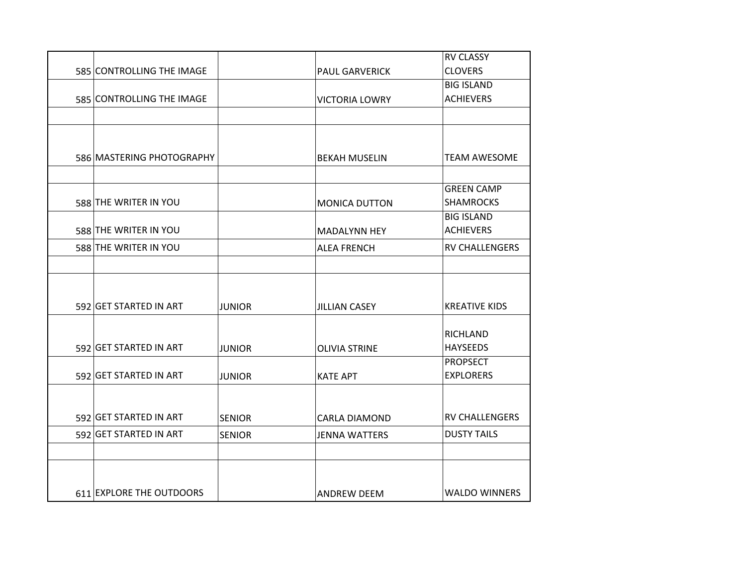| | | | | |
|---|---|---|---|---|
| 585 | CONTROLLING THE IMAGE | | PAUL GARVERICK | RV CLASSY CLOVERS |
| 585 | CONTROLLING THE IMAGE | | VICTORIA LOWRY | BIG ISLAND ACHIEVERS |
| | | | | |
| 586 | MASTERING PHOTOGRAPHY | | BEKAH MUSELIN | TEAM AWESOME |
| | | | | |
| 588 | THE WRITER IN YOU | | MONICA DUTTON | GREEN CAMP SHAMROCKS |
| 588 | THE WRITER IN YOU | | MADALYNN HEY | BIG ISLAND ACHIEVERS |
| 588 | THE WRITER IN YOU | | ALEA FRENCH | RV CHALLENGERS |
| | | | | |
| 592 | GET STARTED IN ART | JUNIOR | JILLIAN CASEY | KREATIVE KIDS |
| 592 | GET STARTED IN ART | JUNIOR | OLIVIA STRINE | RICHLAND HAYSEEDS |
| 592 | GET STARTED IN ART | JUNIOR | KATE APT | PROPSECT EXPLORERS |
| 592 | GET STARTED IN ART | SENIOR | CARLA DIAMOND | RV CHALLENGERS |
| 592 | GET STARTED IN ART | SENIOR | JENNA WATTERS | DUSTY TAILS |
| | | | | |
| 611 | EXPLORE THE OUTDOORS | | ANDREW DEEM | WALDO WINNERS |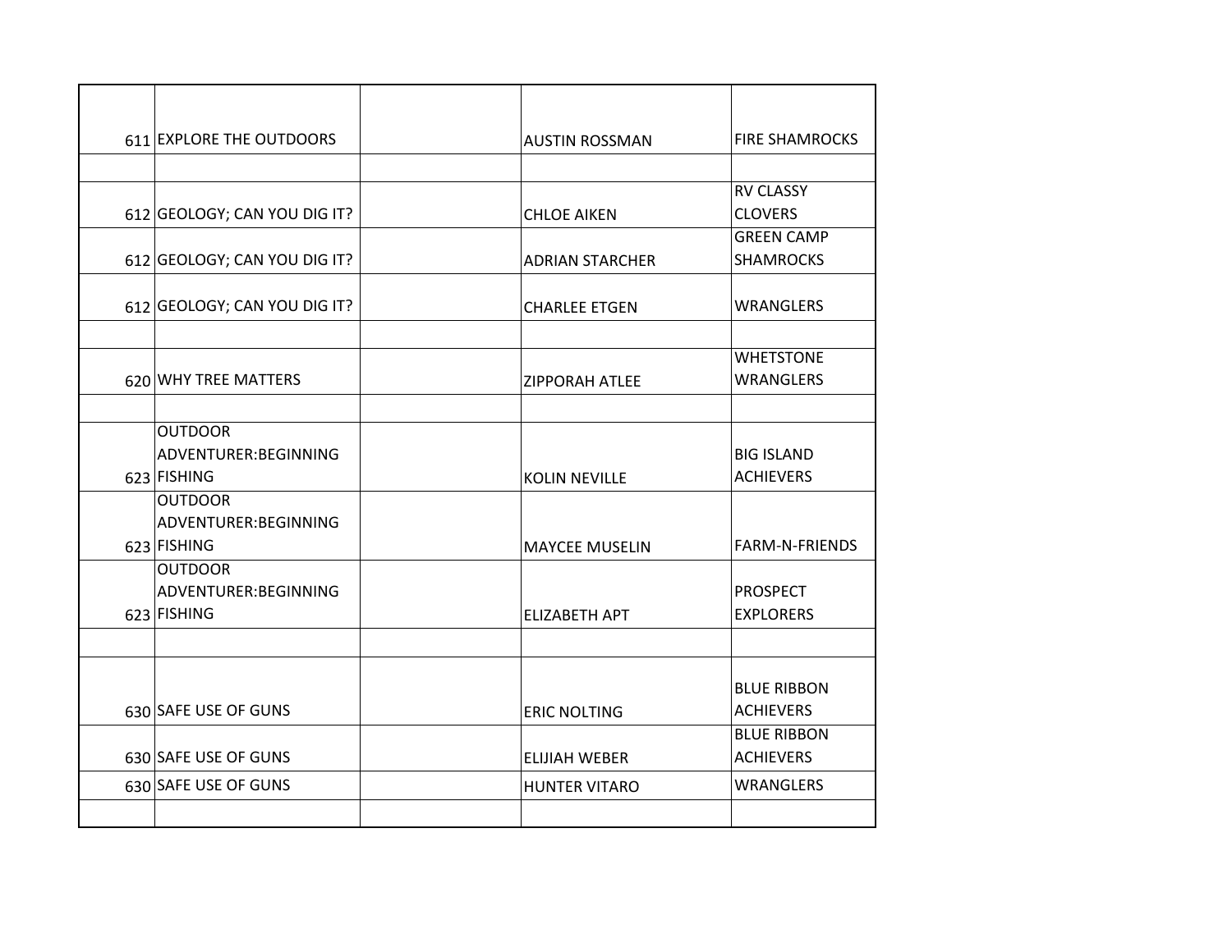| | | | | |
|---|---|---|---|---|
| 611 | EXPLORE THE OUTDOORS | | AUSTIN ROSSMAN | FIRE SHAMROCKS |
| | | | | |
| 612 | GEOLOGY; CAN YOU DIG IT? | | CHLOE AIKEN | RV CLASSY CLOVERS |
| 612 | GEOLOGY; CAN YOU DIG IT? | | ADRIAN STARCHER | GREEN CAMP SHAMROCKS |
| 612 | GEOLOGY; CAN YOU DIG IT? | | CHARLEE ETGEN | WRANGLERS |
| | | | | |
| 620 | WHY TREE MATTERS | | ZIPPORAH ATLEE | WHETSTONE WRANGLERS |
| | | | | |
| 623 | OUTDOOR ADVENTURER:BEGINNING FISHING | | KOLIN NEVILLE | BIG ISLAND ACHIEVERS |
| 623 | OUTDOOR ADVENTURER:BEGINNING FISHING | | MAYCEE MUSELIN | FARM-N-FRIENDS |
| 623 | OUTDOOR ADVENTURER:BEGINNING FISHING | | ELIZABETH APT | PROSPECT EXPLORERS |
| | | | | |
| 630 | SAFE USE OF GUNS | | ERIC NOLTING | BLUE RIBBON ACHIEVERS |
| 630 | SAFE USE OF GUNS | | ELIJIAH WEBER | BLUE RIBBON ACHIEVERS |
| 630 | SAFE USE OF GUNS | | HUNTER VITARO | WRANGLERS |
| | | | | |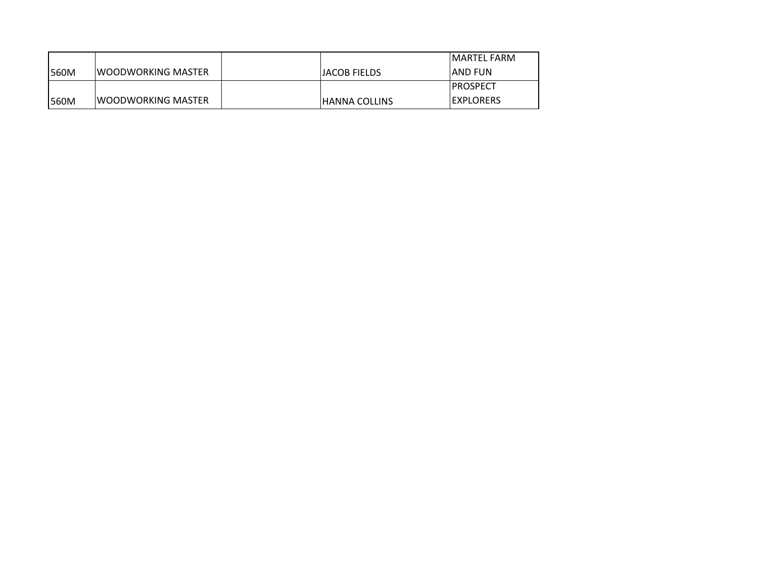| | | | | |
|---|---|---|---|---|
| 560M | WOODWORKING MASTER | | JACOB FIELDS | MARTEL FARM AND FUN |
| 560M | WOODWORKING MASTER | | HANNA COLLINS | PROSPECT EXPLORERS |